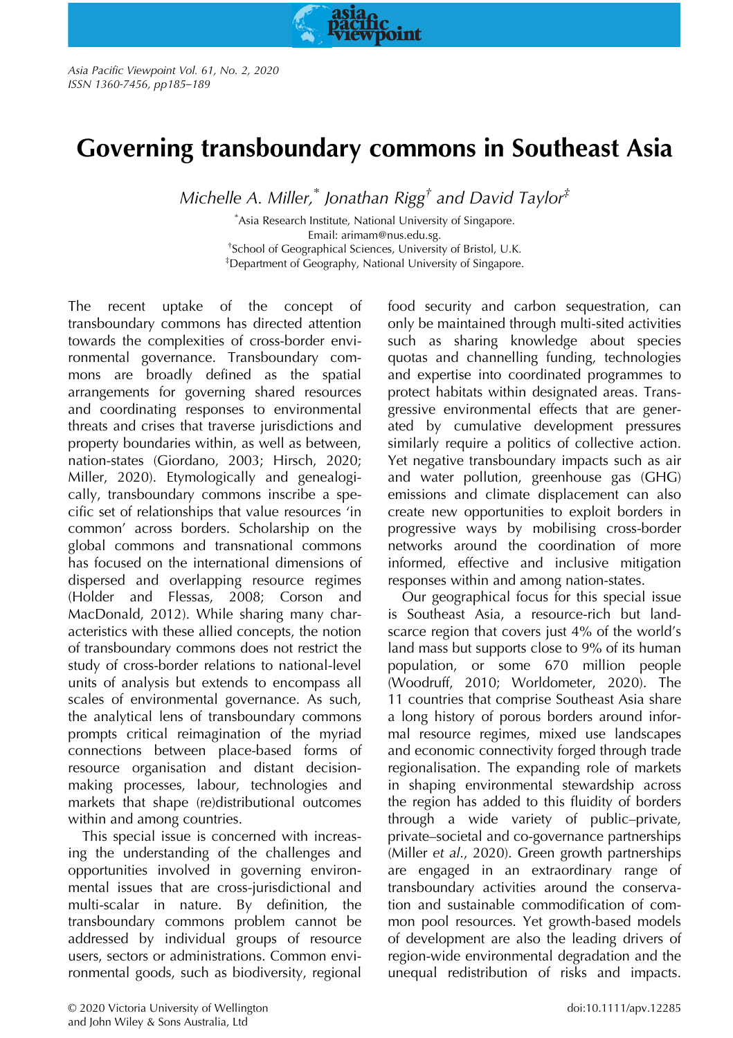# Governing transboundary commons in Southeast Asia

*Michelle A. Miller,*[*] *Jonathan Rigg*[†] *and David Taylor*[‡]

[*] Asia Research Institute, National University of Singapore. Email: arimam@nus.edu.sg.
[†] School of Geographical Sciences, University of Bristol, U.K.
[‡] Department of Geography, National University of Singapore.

The recent uptake of the concept of transboundary commons has directed attention towards the complexities of cross-border environmental governance. Transboundary commons are broadly defined as the spatial arrangements for governing shared resources and coordinating responses to environmental threats and crises that traverse jurisdictions and property boundaries within, as well as between, nation-states (Giordano, 2003; Hirsch, 2020; Miller, 2020). Etymologically and genealogically, transboundary commons inscribe a specific set of relationships that value resources 'in common' across borders. Scholarship on the global commons and transnational commons has focused on the international dimensions of dispersed and overlapping resource regimes (Holder and Flessas, 2008; Corson and MacDonald, 2012). While sharing many characteristics with these allied concepts, the notion of transboundary commons does not restrict the study of cross-border relations to national-level units of analysis but extends to encompass all scales of environmental governance. As such, the analytical lens of transboundary commons prompts critical reimagination of the myriad connections between place-based forms of resource organisation and distant decision-making processes, labour, technologies and markets that shape (re)distributional outcomes within and among countries.

This special issue is concerned with increasing the understanding of the challenges and opportunities involved in governing environmental issues that are cross-jurisdictional and multi-scalar in nature. By definition, the transboundary commons problem cannot be addressed by individual groups of resource users, sectors or administrations. Common environmental goods, such as biodiversity, regional food security and carbon sequestration, can only be maintained through multi-sited activities such as sharing knowledge about species quotas and channelling funding, technologies and expertise into coordinated programmes to protect habitats within designated areas. Transgressive environmental effects that are generated by cumulative development pressures similarly require a politics of collective action. Yet negative transboundary impacts such as air and water pollution, greenhouse gas (GHG) emissions and climate displacement can also create new opportunities to exploit borders in progressive ways by mobilising cross-border networks around the coordination of more informed, effective and inclusive mitigation responses within and among nation-states.

Our geographical focus for this special issue is Southeast Asia, a resource-rich but land-scarce region that covers just 4% of the world's land mass but supports close to 9% of its human population, or some 670 million people (Woodruff, 2010; Worldometer, 2020). The 11 countries that comprise Southeast Asia share a long history of porous borders around informal resource regimes, mixed use landscapes and economic connectivity forged through trade regionalisation. The expanding role of markets in shaping environmental stewardship across the region has added to this fluidity of borders through a wide variety of public–private, private–societal and co-governance partnerships (Miller *et al.*, 2020). Green growth partnerships are engaged in an extraordinary range of transboundary activities around the conservation and sustainable commodification of common pool resources. Yet growth-based models of development are also the leading drivers of region-wide environmental degradation and the unequal redistribution of risks and impacts.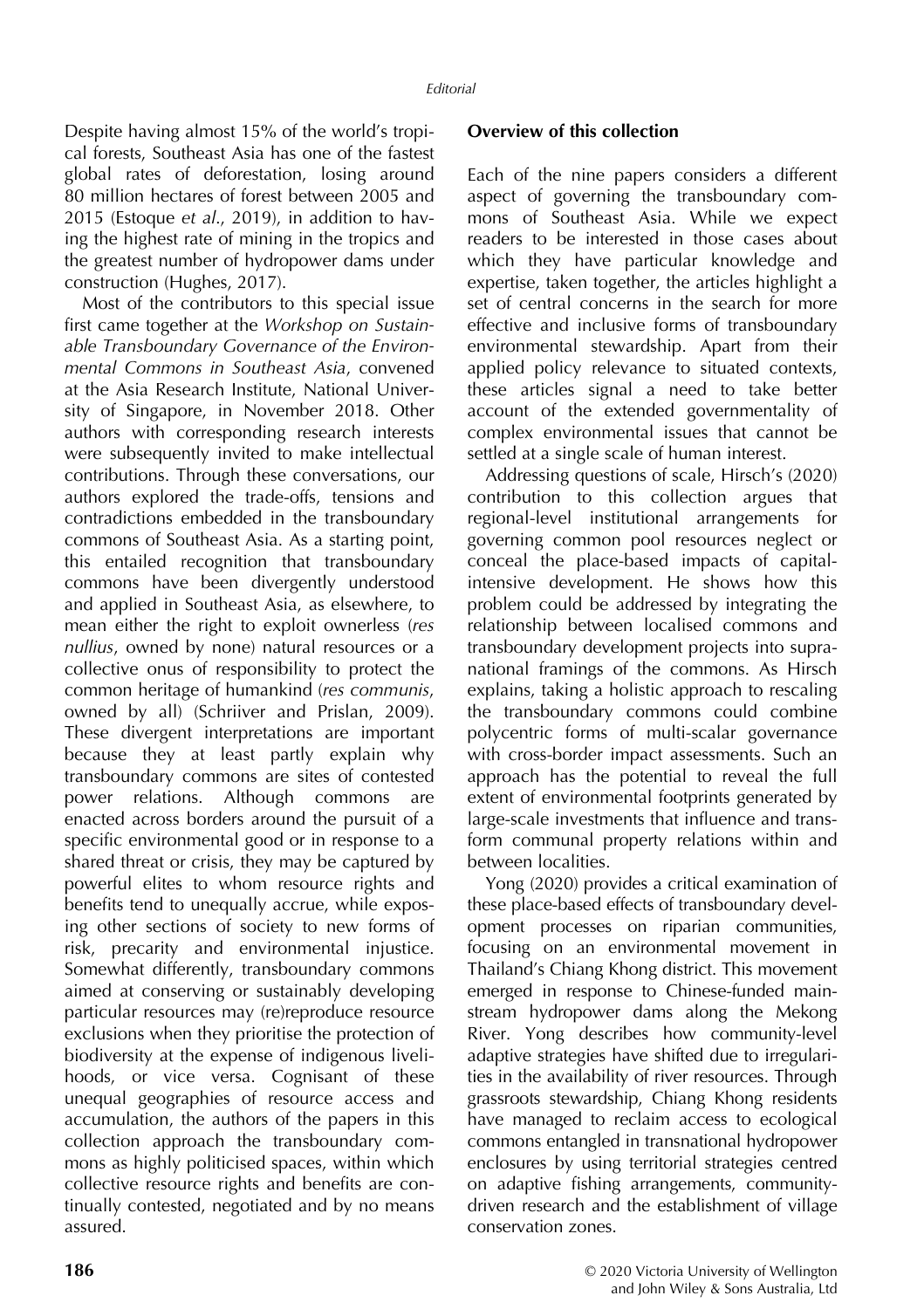Despite having almost 15% of the world's tropical forests, Southeast Asia has one of the fastest global rates of deforestation, losing around 80 million hectares of forest between 2005 and 2015 (Estoque *et al*., 2019), in addition to having the highest rate of mining in the tropics and the greatest number of hydropower dams under construction (Hughes, 2017).

Most of the contributors to this special issue first came together at the *Workshop on Sustainable Transboundary Governance of the Environmental Commons in Southeast Asia*, convened at the Asia Research Institute, National University of Singapore, in November 2018. Other authors with corresponding research interests were subsequently invited to make intellectual contributions. Through these conversations, our authors explored the trade-offs, tensions and contradictions embedded in the transboundary commons of Southeast Asia. As a starting point, this entailed recognition that transboundary commons have been divergently understood and applied in Southeast Asia, as elsewhere, to mean either the right to exploit ownerless (*res nullius*, owned by none) natural resources or a collective onus of responsibility to protect the common heritage of humankind (*res communis*, owned by all) (Schriiver and Prislan, 2009). These divergent interpretations are important because they at least partly explain why transboundary commons are sites of contested power relations. Although commons are enacted across borders around the pursuit of a specific environmental good or in response to a shared threat or crisis, they may be captured by powerful elites to whom resource rights and benefits tend to unequally accrue, while exposing other sections of society to new forms of risk, precarity and environmental injustice. Somewhat differently, transboundary commons aimed at conserving or sustainably developing particular resources may (re)reproduce resource exclusions when they prioritise the protection of biodiversity at the expense of indigenous livelihoods, or vice versa. Cognisant of these unequal geographies of resource access and accumulation, the authors of the papers in this collection approach the transboundary commons as highly politicised spaces, within which collective resource rights and benefits are continually contested, negotiated and by no means assured.

## Overview of this collection

Each of the nine papers considers a different aspect of governing the transboundary commons of Southeast Asia. While we expect readers to be interested in those cases about which they have particular knowledge and expertise, taken together, the articles highlight a set of central concerns in the search for more effective and inclusive forms of transboundary environmental stewardship. Apart from their applied policy relevance to situated contexts, these articles signal a need to take better account of the extended governmentality of complex environmental issues that cannot be settled at a single scale of human interest.

Addressing questions of scale, Hirsch's (2020) contribution to this collection argues that regional-level institutional arrangements for governing common pool resources neglect or conceal the place-based impacts of capital-intensive development. He shows how this problem could be addressed by integrating the relationship between localised commons and transboundary development projects into supranational framings of the commons. As Hirsch explains, taking a holistic approach to rescaling the transboundary commons could combine polycentric forms of multi-scalar governance with cross-border impact assessments. Such an approach has the potential to reveal the full extent of environmental footprints generated by large-scale investments that influence and transform communal property relations within and between localities.

Yong (2020) provides a critical examination of these place-based effects of transboundary development processes on riparian communities, focusing on an environmental movement in Thailand's Chiang Khong district. This movement emerged in response to Chinese-funded mainstream hydropower dams along the Mekong River. Yong describes how community-level adaptive strategies have shifted due to irregularities in the availability of river resources. Through grassroots stewardship, Chiang Khong residents have managed to reclaim access to ecological commons entangled in transnational hydropower enclosures by using territorial strategies centred on adaptive fishing arrangements, community-driven research and the establishment of village conservation zones.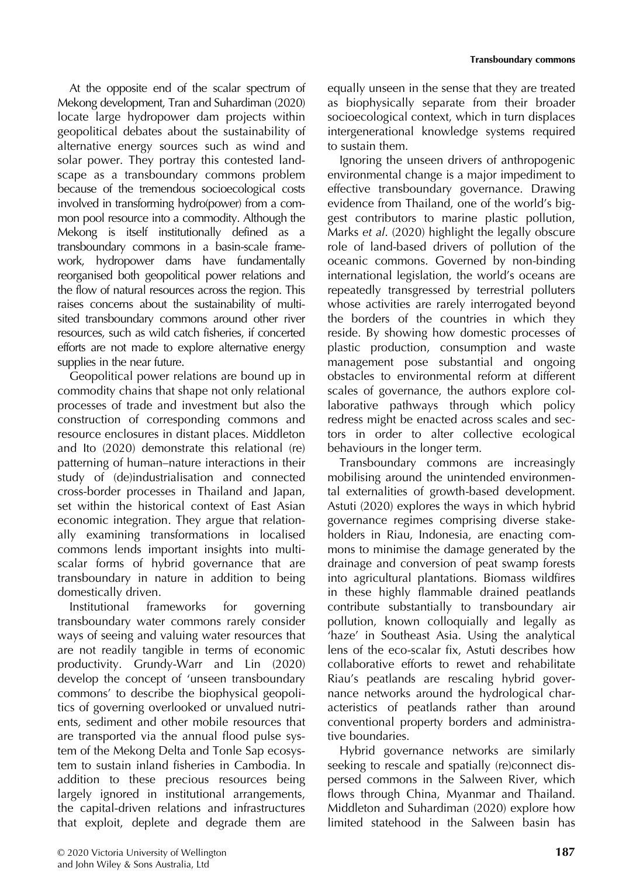At the opposite end of the scalar spectrum of Mekong development, Tran and Suhardiman (2020) locate large hydropower dam projects within geopolitical debates about the sustainability of alternative energy sources such as wind and solar power. They portray this contested landscape as a transboundary commons problem because of the tremendous socioecological costs involved in transforming hydro(power) from a common pool resource into a commodity. Although the Mekong is itself institutionally defined as a transboundary commons in a basin-scale framework, hydropower dams have fundamentally reorganised both geopolitical power relations and the flow of natural resources across the region. This raises concerns about the sustainability of multi-sited transboundary commons around other river resources, such as wild catch fisheries, if concerted efforts are not made to explore alternative energy supplies in the near future.

Geopolitical power relations are bound up in commodity chains that shape not only relational processes of trade and investment but also the construction of corresponding commons and resource enclosures in distant places. Middleton and Ito (2020) demonstrate this relational (re) patterning of human–nature interactions in their study of (de)industrialisation and connected cross-border processes in Thailand and Japan, set within the historical context of East Asian economic integration. They argue that relationally examining transformations in localised commons lends important insights into multi-scalar forms of hybrid governance that are transboundary in nature in addition to being domestically driven.

Institutional frameworks for governing transboundary water commons rarely consider ways of seeing and valuing water resources that are not readily tangible in terms of economic productivity. Grundy-Warr and Lin (2020) develop the concept of 'unseen transboundary commons' to describe the biophysical geopolitics of governing overlooked or unvalued nutrients, sediment and other mobile resources that are transported via the annual flood pulse system of the Mekong Delta and Tonle Sap ecosystem to sustain inland fisheries in Cambodia. In addition to these precious resources being largely ignored in institutional arrangements, the capital-driven relations and infrastructures that exploit, deplete and degrade them are equally unseen in the sense that they are treated as biophysically separate from their broader socioecological context, which in turn displaces intergenerational knowledge systems required to sustain them.

Ignoring the unseen drivers of anthropogenic environmental change is a major impediment to effective transboundary governance. Drawing evidence from Thailand, one of the world's biggest contributors to marine plastic pollution, Marks *et al*. (2020) highlight the legally obscure role of land-based drivers of pollution of the oceanic commons. Governed by non-binding international legislation, the world's oceans are repeatedly transgressed by terrestrial polluters whose activities are rarely interrogated beyond the borders of the countries in which they reside. By showing how domestic processes of plastic production, consumption and waste management pose substantial and ongoing obstacles to environmental reform at different scales of governance, the authors explore collaborative pathways through which policy redress might be enacted across scales and sectors in order to alter collective ecological behaviours in the longer term.

Transboundary commons are increasingly mobilising around the unintended environmental externalities of growth-based development. Astuti (2020) explores the ways in which hybrid governance regimes comprising diverse stakeholders in Riau, Indonesia, are enacting commons to minimise the damage generated by the drainage and conversion of peat swamp forests into agricultural plantations. Biomass wildfires in these highly flammable drained peatlands contribute substantially to transboundary air pollution, known colloquially and legally as 'haze' in Southeast Asia. Using the analytical lens of the eco-scalar fix, Astuti describes how collaborative efforts to rewet and rehabilitate Riau's peatlands are rescaling hybrid governance networks around the hydrological characteristics of peatlands rather than around conventional property borders and administrative boundaries.

Hybrid governance networks are similarly seeking to rescale and spatially (re)connect dispersed commons in the Salween River, which flows through China, Myanmar and Thailand. Middleton and Suhardiman (2020) explore how limited statehood in the Salween basin has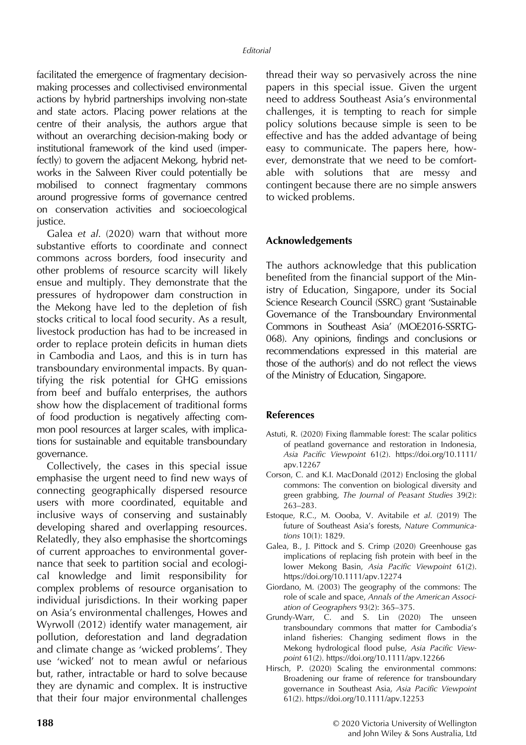facilitated the emergence of fragmentary decision-making processes and collectivised environmental actions by hybrid partnerships involving non-state and state actors. Placing power relations at the centre of their analysis, the authors argue that without an overarching decision-making body or institutional framework of the kind used (imperfectly) to govern the adjacent Mekong, hybrid networks in the Salween River could potentially be mobilised to connect fragmentary commons around progressive forms of governance centred on conservation activities and socioecological justice.

Galea *et al*. (2020) warn that without more substantive efforts to coordinate and connect commons across borders, food insecurity and other problems of resource scarcity will likely ensue and multiply. They demonstrate that the pressures of hydropower dam construction in the Mekong have led to the depletion of fish stocks critical to local food security. As a result, livestock production has had to be increased in order to replace protein deficits in human diets in Cambodia and Laos, and this is in turn has transboundary environmental impacts. By quantifying the risk potential for GHG emissions from beef and buffalo enterprises, the authors show how the displacement of traditional forms of food production is negatively affecting common pool resources at larger scales, with implications for sustainable and equitable transboundary governance.

Collectively, the cases in this special issue emphasise the urgent need to find new ways of connecting geographically dispersed resource users with more coordinated, equitable and inclusive ways of conserving and sustainably developing shared and overlapping resources. Relatedly, they also emphasise the shortcomings of current approaches to environmental governance that seek to partition social and ecological knowledge and limit responsibility for complex problems of resource organisation to individual jurisdictions. In their working paper on Asia's environmental challenges, Howes and Wyrwoll (2012) identify water management, air pollution, deforestation and land degradation and climate change as 'wicked problems'. They use 'wicked' not to mean awful or nefarious but, rather, intractable or hard to solve because they are dynamic and complex. It is instructive that their four major environmental challenges thread their way so pervasively across the nine papers in this special issue. Given the urgent need to address Southeast Asia's environmental challenges, it is tempting to reach for simple policy solutions because simple is seen to be effective and has the added advantage of being easy to communicate. The papers here, however, demonstrate that we need to be comfortable with solutions that are messy and contingent because there are no simple answers to wicked problems.

## Acknowledgements

The authors acknowledge that this publication benefited from the financial support of the Ministry of Education, Singapore, under its Social Science Research Council (SSRC) grant 'Sustainable Governance of the Transboundary Environmental Commons in Southeast Asia' (MOE2016-SSRTG-068). Any opinions, findings and conclusions or recommendations expressed in this material are those of the author(s) and do not reflect the views of the Ministry of Education, Singapore.

## References

Astuti, R. (2020) Fixing flammable forest: The scalar politics of peatland governance and restoration in Indonesia, *Asia Pacific Viewpoint* 61(2). https://doi.org/10.1111/apv.12267

Corson, C. and K.I. MacDonald (2012) Enclosing the global commons: The convention on biological diversity and green grabbing, *The Journal of Peasant Studies* 39(2): 263–283.

Estoque, R.C., M. Oooba, V. Avitabile *et al*. (2019) The future of Southeast Asia's forests, *Nature Communications* 10(1): 1829.

Galea, B., J. Pittock and S. Crimp (2020) Greenhouse gas implications of replacing fish protein with beef in the lower Mekong Basin, *Asia Pacific Viewpoint* 61(2). https://doi.org/10.1111/apv.12274

Giordano, M. (2003) The geography of the commons: The role of scale and space, *Annals of the American Association of Geographers* 93(2): 365–375.

Grundy-Warr, C. and S. Lin (2020) The unseen transboundary commons that matter for Cambodia's inland fisheries: Changing sediment flows in the Mekong hydrological flood pulse, *Asia Pacific Viewpoint* 61(2). https://doi.org/10.1111/apv.12266

Hirsch, P. (2020) Scaling the environmental commons: Broadening our frame of reference for transboundary governance in Southeast Asia, *Asia Pacific Viewpoint* 61(2). https://doi.org/10.1111/apv.12253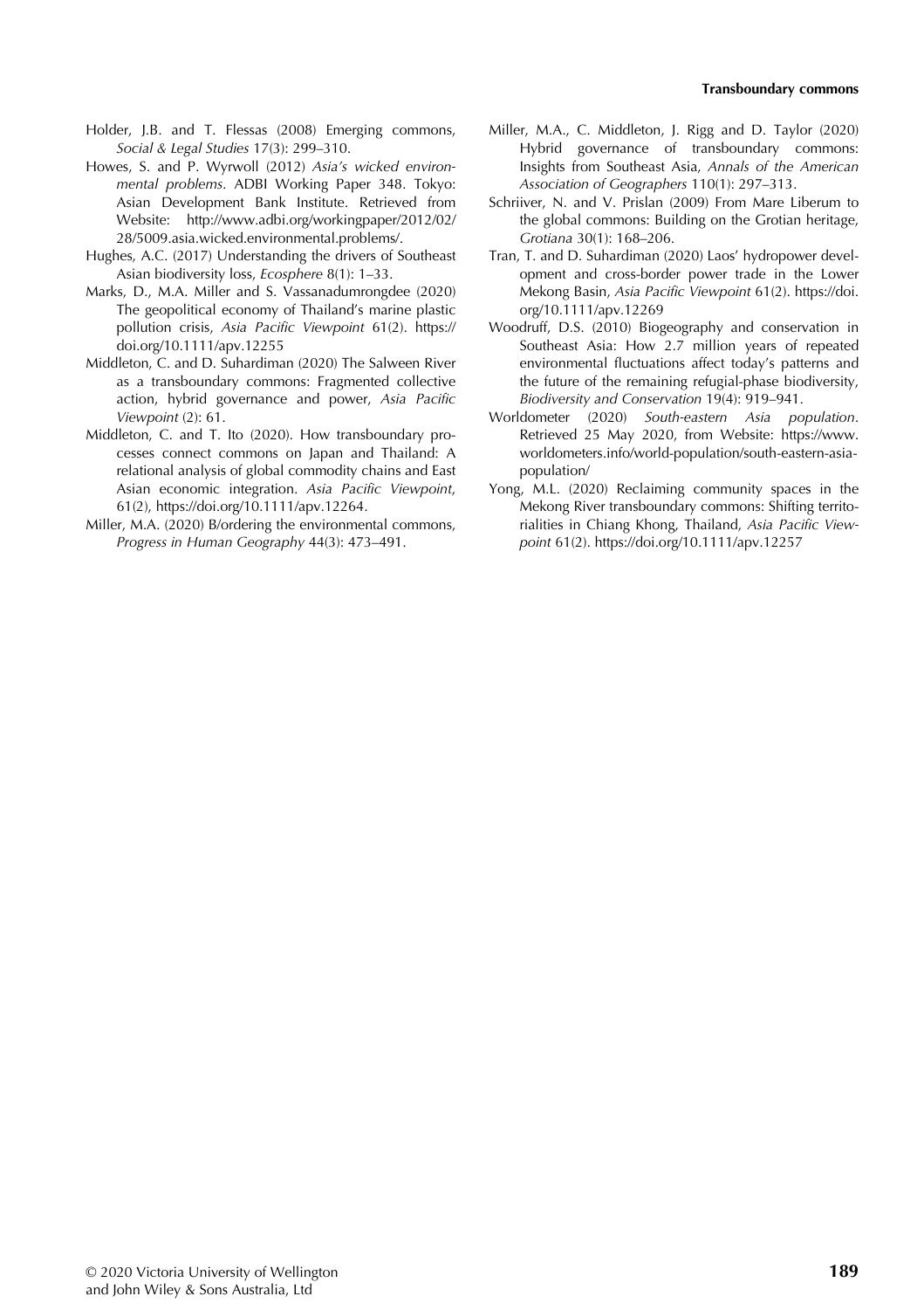Holder, J.B. and T. Flessas (2008) Emerging commons, *Social & Legal Studies* 17(3): 299–310.

Howes, S. and P. Wyrwoll (2012) *Asia's wicked environmental problems*. ADBI Working Paper 348. Tokyo: Asian Development Bank Institute. Retrieved from Website: http://www.adbi.org/workingpaper/2012/02/28/5009.asia.wicked.environmental.problems/.

Hughes, A.C. (2017) Understanding the drivers of Southeast Asian biodiversity loss, *Ecosphere* 8(1): 1–33.

Marks, D., M.A. Miller and S. Vassanadumrongdee (2020) The geopolitical economy of Thailand's marine plastic pollution crisis, *Asia Pacific Viewpoint* 61(2). https://doi.org/10.1111/apv.12255

Middleton, C. and D. Suhardiman (2020) The Salween River as a transboundary commons: Fragmented collective action, hybrid governance and power, *Asia Pacific Viewpoint* (2): 61.

Middleton, C. and T. Ito (2020). How transboundary processes connect commons on Japan and Thailand: A relational analysis of global commodity chains and East Asian economic integration. *Asia Pacific Viewpoint*, 61(2), https://doi.org/10.1111/apv.12264.

Miller, M.A. (2020) B/ordering the environmental commons, *Progress in Human Geography* 44(3): 473–491.

Miller, M.A., C. Middleton, J. Rigg and D. Taylor (2020) Hybrid governance of transboundary commons: Insights from Southeast Asia, *Annals of the American Association of Geographers* 110(1): 297–313.

Schriiver, N. and V. Prislan (2009) From Mare Liberum to the global commons: Building on the Grotian heritage, *Grotiana* 30(1): 168–206.

Tran, T. and D. Suhardiman (2020) Laos' hydropower development and cross-border power trade in the Lower Mekong Basin, *Asia Pacific Viewpoint* 61(2). https://doi.org/10.1111/apv.12269

Woodruff, D.S. (2010) Biogeography and conservation in Southeast Asia: How 2.7 million years of repeated environmental fluctuations affect today's patterns and the future of the remaining refugial-phase biodiversity, *Biodiversity and Conservation* 19(4): 919–941.

Worldometer (2020) *South-eastern Asia population*. Retrieved 25 May 2020, from Website: https://www.worldometers.info/world-population/south-eastern-asia-population/

Yong, M.L. (2020) Reclaiming community spaces in the Mekong River transboundary commons: Shifting territorialities in Chiang Khong, Thailand, *Asia Pacific Viewpoint* 61(2). https://doi.org/10.1111/apv.12257

© 2020 Victoria University of Wellington and John Wiley & Sons Australia, Ltd